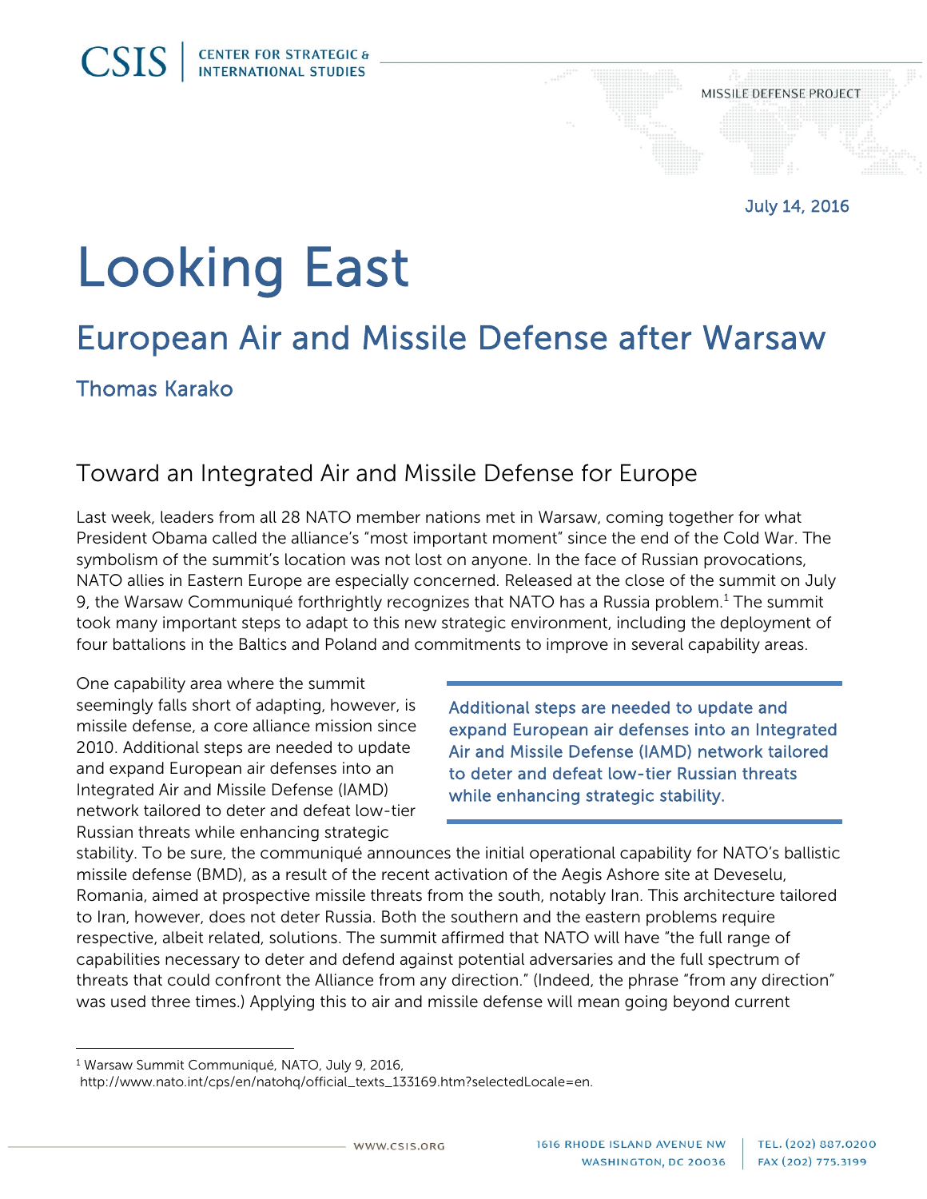CSIS | CENTER FOR STRATEGIC & INTERNATIONAL STUDIES

MISSILE DEFENSE PROJECT

July 14, 2016

# Looking East

## European Air and Missile Defense after Warsaw

Thomas Karako

### Toward an Integrated Air and Missile Defense for Europe

Last week, leaders from all 28 NATO member nations met in Warsaw, coming together for what President Obama called the alliance's "most important moment" since the end of the Cold War. The symbolism of the summit's location was not lost on anyone. In the face of Russian provocations, NATO allies in Eastern Europe are especially concerned. Released at the close of the summit on July 9, the Warsaw Communiqué forthrightly recognizes that NATO has a Russia problem.[1] The summit took many important steps to adapt to this new strategic environment, including the deployment of four battalions in the Baltics and Poland and commitments to improve in several capability areas.

> Additional steps are needed to update and expand European air defenses into an Integrated Air and Missile Defense (IAMD) network tailored to deter and defeat low-tier Russian threats while enhancing strategic stability.

One capability area where the summit seemingly falls short of adapting, however, is missile defense, a core alliance mission since 2010. Additional steps are needed to update and expand European air defenses into an Integrated Air and Missile Defense (IAMD) network tailored to deter and defeat low-tier Russian threats while enhancing strategic stability. To be sure, the communiqué announces the initial operational capability for NATO's ballistic missile defense (BMD), as a result of the recent activation of the Aegis Ashore site at Deveselu, Romania, aimed at prospective missile threats from the south, notably Iran. This architecture tailored to Iran, however, does not deter Russia. Both the southern and the eastern problems require respective, albeit related, solutions. The summit affirmed that NATO will have "the full range of capabilities necessary to deter and defend against potential adversaries and the full spectrum of threats that could confront the Alliance from any direction." (Indeed, the phrase "from any direction" was used three times.) Applying this to air and missile defense will mean going beyond current

---

[1] Warsaw Summit Communiqué, NATO, July 9, 2016, http://www.nato.int/cps/en/natohq/official_texts_133169.htm?selectedLocale=en.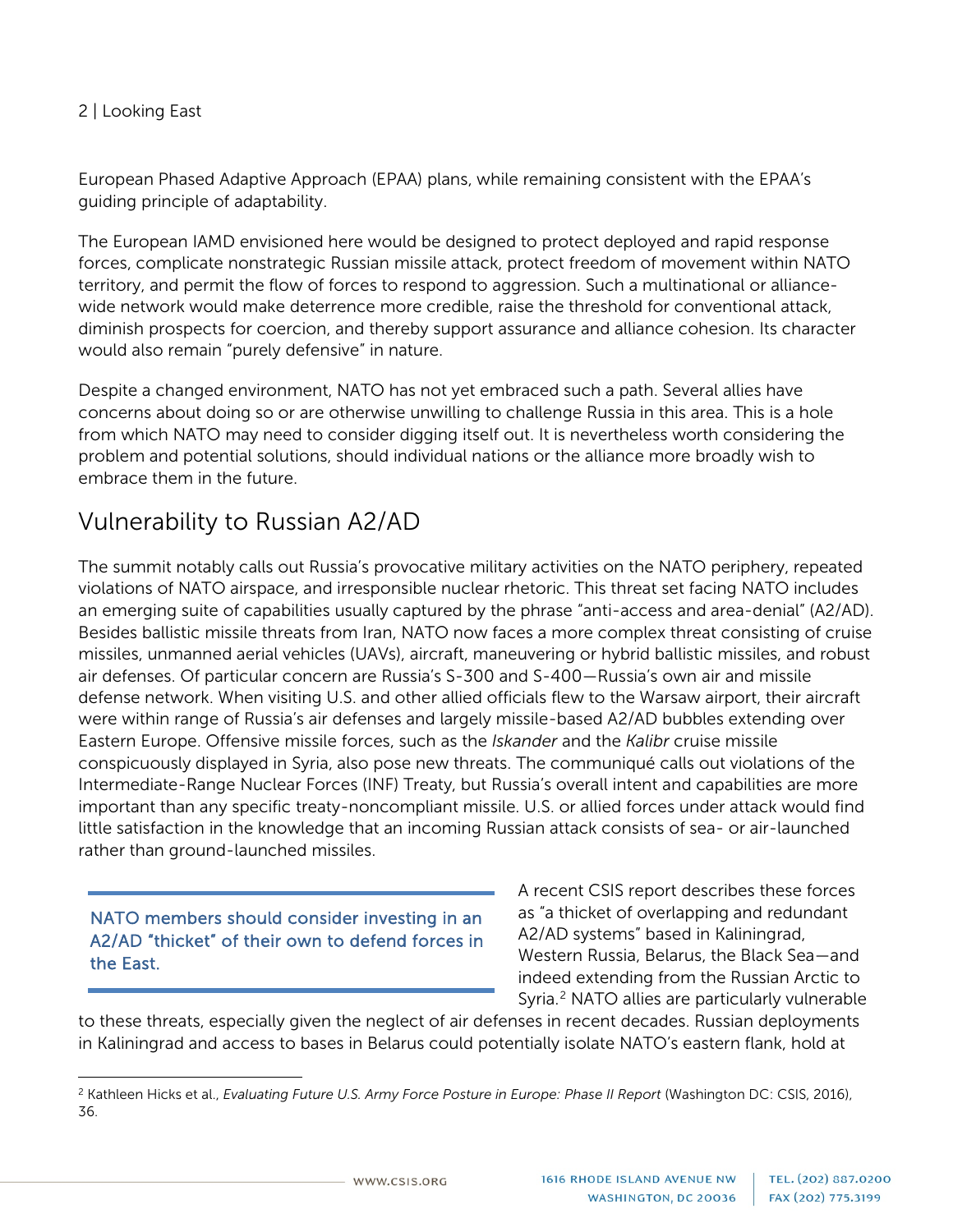European Phased Adaptive Approach (EPAA) plans, while remaining consistent with the EPAA's guiding principle of adaptability.

The European IAMD envisioned here would be designed to protect deployed and rapid response forces, complicate nonstrategic Russian missile attack, protect freedom of movement within NATO territory, and permit the flow of forces to respond to aggression. Such a multinational or alliance-wide network would make deterrence more credible, raise the threshold for conventional attack, diminish prospects for coercion, and thereby support assurance and alliance cohesion. Its character would also remain "purely defensive" in nature.

Despite a changed environment, NATO has not yet embraced such a path. Several allies have concerns about doing so or are otherwise unwilling to challenge Russia in this area. This is a hole from which NATO may need to consider digging itself out. It is nevertheless worth considering the problem and potential solutions, should individual nations or the alliance more broadly wish to embrace them in the future.

## Vulnerability to Russian A2/AD

The summit notably calls out Russia's provocative military activities on the NATO periphery, repeated violations of NATO airspace, and irresponsible nuclear rhetoric. This threat set facing NATO includes an emerging suite of capabilities usually captured by the phrase "anti-access and area-denial" (A2/AD). Besides ballistic missile threats from Iran, NATO now faces a more complex threat consisting of cruise missiles, unmanned aerial vehicles (UAVs), aircraft, maneuvering or hybrid ballistic missiles, and robust air defenses. Of particular concern are Russia's S-300 and S-400—Russia's own air and missile defense network. When visiting U.S. and other allied officials flew to the Warsaw airport, their aircraft were within range of Russia's air defenses and largely missile-based A2/AD bubbles extending over Eastern Europe. Offensive missile forces, such as the *Iskander* and the *Kalibr* cruise missile conspicuously displayed in Syria, also pose new threats. The communiqué calls out violations of the Intermediate-Range Nuclear Forces (INF) Treaty, but Russia's overall intent and capabilities are more important than any specific treaty-noncompliant missile. U.S. or allied forces under attack would find little satisfaction in the knowledge that an incoming Russian attack consists of sea- or air-launched rather than ground-launched missiles.

> NATO members should consider investing in an A2/AD "thicket" of their own to defend forces in the East.

A recent CSIS report describes these forces as "a thicket of overlapping and redundant A2/AD systems" based in Kaliningrad, Western Russia, Belarus, the Black Sea—and indeed extending from the Russian Arctic to Syria.[2] NATO allies are particularly vulnerable to these threats, especially given the neglect of air defenses in recent decades. Russian deployments in Kaliningrad and access to bases in Belarus could potentially isolate NATO's eastern flank, hold at

[2] Kathleen Hicks et al., *Evaluating Future U.S. Army Force Posture in Europe: Phase II Report* (Washington DC: CSIS, 2016), 36.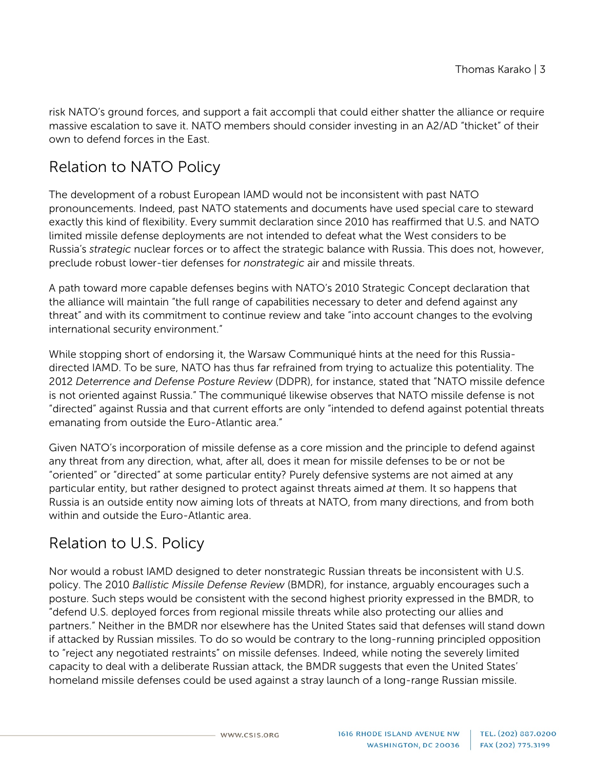risk NATO's ground forces, and support a fait accompli that could either shatter the alliance or require massive escalation to save it. NATO members should consider investing in an A2/AD "thicket" of their own to defend forces in the East.

## Relation to NATO Policy

The development of a robust European IAMD would not be inconsistent with past NATO pronouncements. Indeed, past NATO statements and documents have used special care to steward exactly this kind of flexibility. Every summit declaration since 2010 has reaffirmed that U.S. and NATO limited missile defense deployments are not intended to defeat what the West considers to be Russia's *strategic* nuclear forces or to affect the strategic balance with Russia. This does not, however, preclude robust lower-tier defenses for *nonstrategic* air and missile threats.

A path toward more capable defenses begins with NATO's 2010 Strategic Concept declaration that the alliance will maintain "the full range of capabilities necessary to deter and defend against any threat" and with its commitment to continue review and take "into account changes to the evolving international security environment."

While stopping short of endorsing it, the Warsaw Communiqué hints at the need for this Russia-directed IAMD. To be sure, NATO has thus far refrained from trying to actualize this potentiality. The 2012 *Deterrence and Defense Posture Review* (DDPR), for instance, stated that "NATO missile defence is not oriented against Russia." The communiqué likewise observes that NATO missile defense is not "directed" against Russia and that current efforts are only "intended to defend against potential threats emanating from outside the Euro-Atlantic area."

Given NATO's incorporation of missile defense as a core mission and the principle to defend against any threat from any direction, what, after all, does it mean for missile defenses to be or not be "oriented" or "directed" at some particular entity? Purely defensive systems are not aimed at any particular entity, but rather designed to protect against threats aimed *at* them. It so happens that Russia is an outside entity now aiming lots of threats at NATO, from many directions, and from both within and outside the Euro-Atlantic area.

## Relation to U.S. Policy

Nor would a robust IAMD designed to deter nonstrategic Russian threats be inconsistent with U.S. policy. The 2010 *Ballistic Missile Defense Review* (BMDR), for instance, arguably encourages such a posture. Such steps would be consistent with the second highest priority expressed in the BMDR, to "defend U.S. deployed forces from regional missile threats while also protecting our allies and partners." Neither in the BMDR nor elsewhere has the United States said that defenses will stand down if attacked by Russian missiles. To do so would be contrary to the long-running principled opposition to "reject any negotiated restraints" on missile defenses. Indeed, while noting the severely limited capacity to deal with a deliberate Russian attack, the BMDR suggests that even the United States' homeland missile defenses could be used against a stray launch of a long-range Russian missile.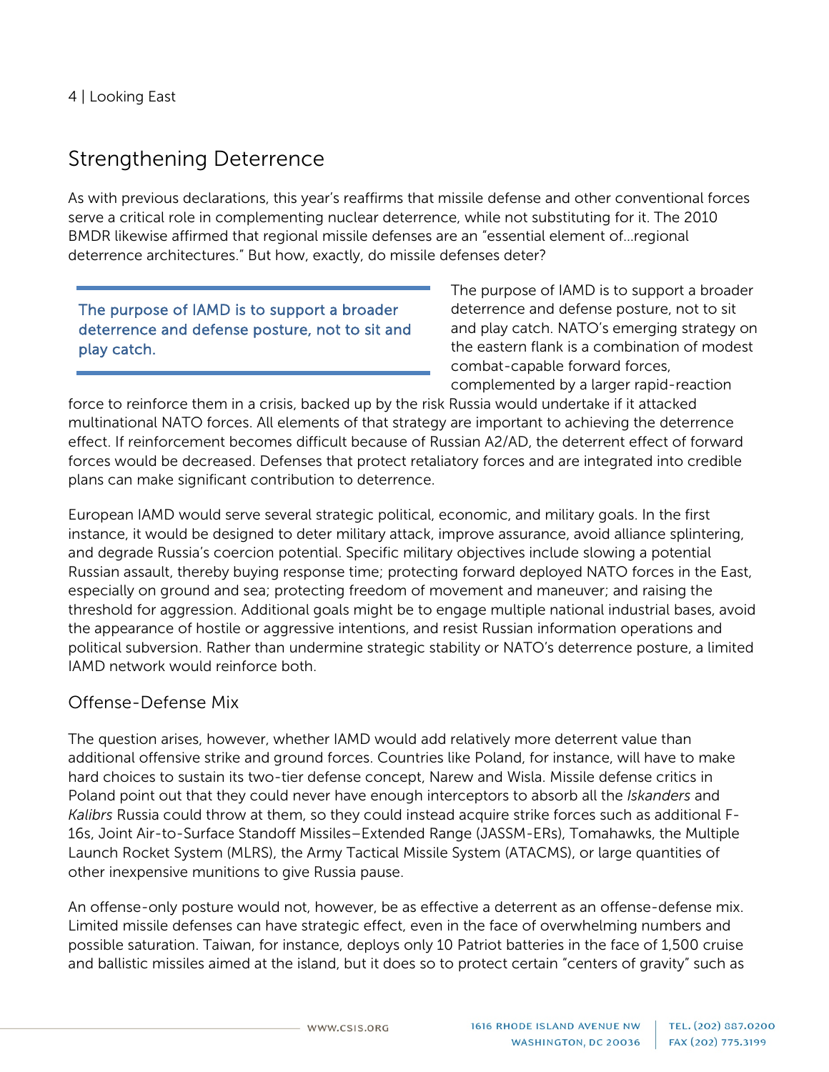## Strengthening Deterrence

As with previous declarations, this year's reaffirms that missile defense and other conventional forces serve a critical role in complementing nuclear deterrence, while not substituting for it. The 2010 BMDR likewise affirmed that regional missile defenses are an "essential element of…regional deterrence architectures." But how, exactly, do missile defenses deter?

> The purpose of IAMD is to support a broader deterrence and defense posture, not to sit and play catch.

The purpose of IAMD is to support a broader deterrence and defense posture, not to sit and play catch. NATO's emerging strategy on the eastern flank is a combination of modest combat-capable forward forces, complemented by a larger rapid-reaction force to reinforce them in a crisis, backed up by the risk Russia would undertake if it attacked multinational NATO forces. All elements of that strategy are important to achieving the deterrence effect. If reinforcement becomes difficult because of Russian A2/AD, the deterrent effect of forward forces would be decreased. Defenses that protect retaliatory forces and are integrated into credible plans can make significant contribution to deterrence.

European IAMD would serve several strategic political, economic, and military goals. In the first instance, it would be designed to deter military attack, improve assurance, avoid alliance splintering, and degrade Russia's coercion potential. Specific military objectives include slowing a potential Russian assault, thereby buying response time; protecting forward deployed NATO forces in the East, especially on ground and sea; protecting freedom of movement and maneuver; and raising the threshold for aggression. Additional goals might be to engage multiple national industrial bases, avoid the appearance of hostile or aggressive intentions, and resist Russian information operations and political subversion. Rather than undermine strategic stability or NATO's deterrence posture, a limited IAMD network would reinforce both.

### Offense-Defense Mix

The question arises, however, whether IAMD would add relatively more deterrent value than additional offensive strike and ground forces. Countries like Poland, for instance, will have to make hard choices to sustain its two-tier defense concept, Narew and Wisla. Missile defense critics in Poland point out that they could never have enough interceptors to absorb all the *Iskanders* and *Kalibrs* Russia could throw at them, so they could instead acquire strike forces such as additional F-16s, Joint Air-to-Surface Standoff Missiles–Extended Range (JASSM-ERs), Tomahawks, the Multiple Launch Rocket System (MLRS), the Army Tactical Missile System (ATACMS), or large quantities of other inexpensive munitions to give Russia pause.

An offense-only posture would not, however, be as effective a deterrent as an offense-defense mix. Limited missile defenses can have strategic effect, even in the face of overwhelming numbers and possible saturation. Taiwan, for instance, deploys only 10 Patriot batteries in the face of 1,500 cruise and ballistic missiles aimed at the island, but it does so to protect certain "centers of gravity" such as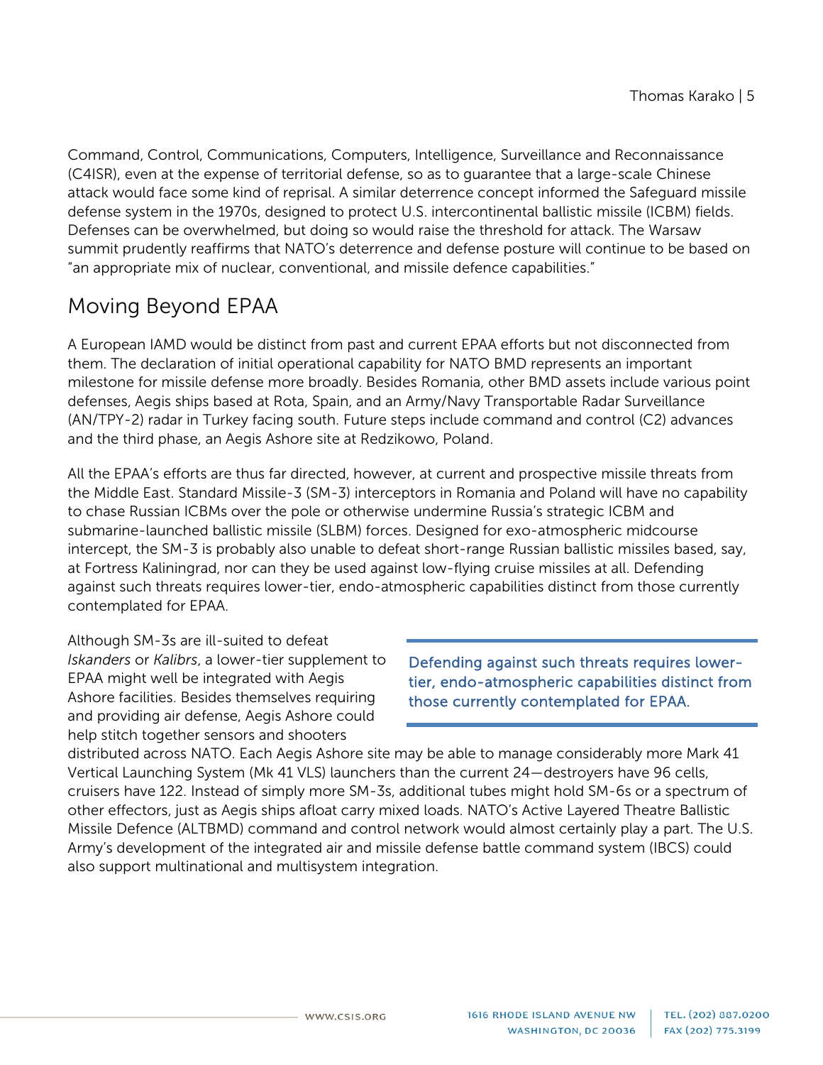Command, Control, Communications, Computers, Intelligence, Surveillance and Reconnaissance (C4ISR), even at the expense of territorial defense, so as to guarantee that a large-scale Chinese attack would face some kind of reprisal. A similar deterrence concept informed the Safeguard missile defense system in the 1970s, designed to protect U.S. intercontinental ballistic missile (ICBM) fields. Defenses can be overwhelmed, but doing so would raise the threshold for attack. The Warsaw summit prudently reaffirms that NATO's deterrence and defense posture will continue to be based on "an appropriate mix of nuclear, conventional, and missile defence capabilities."

## Moving Beyond EPAA

A European IAMD would be distinct from past and current EPAA efforts but not disconnected from them. The declaration of initial operational capability for NATO BMD represents an important milestone for missile defense more broadly. Besides Romania, other BMD assets include various point defenses, Aegis ships based at Rota, Spain, and an Army/Navy Transportable Radar Surveillance (AN/TPY-2) radar in Turkey facing south. Future steps include command and control (C2) advances and the third phase, an Aegis Ashore site at Redzikowo, Poland.

All the EPAA's efforts are thus far directed, however, at current and prospective missile threats from the Middle East. Standard Missile-3 (SM-3) interceptors in Romania and Poland will have no capability to chase Russian ICBMs over the pole or otherwise undermine Russia's strategic ICBM and submarine-launched ballistic missile (SLBM) forces. Designed for exo-atmospheric midcourse intercept, the SM-3 is probably also unable to defeat short-range Russian ballistic missiles based, say, at Fortress Kaliningrad, nor can they be used against low-flying cruise missiles at all. Defending against such threats requires lower-tier, endo-atmospheric capabilities distinct from those currently contemplated for EPAA.

> Defending against such threats requires lower-tier, endo-atmospheric capabilities distinct from those currently contemplated for EPAA.

Although SM-3s are ill-suited to defeat *Iskanders* or *Kalibrs*, a lower-tier supplement to EPAA might well be integrated with Aegis Ashore facilities. Besides themselves requiring and providing air defense, Aegis Ashore could help stitch together sensors and shooters distributed across NATO. Each Aegis Ashore site may be able to manage considerably more Mark 41 Vertical Launching System (Mk 41 VLS) launchers than the current 24—destroyers have 96 cells, cruisers have 122. Instead of simply more SM-3s, additional tubes might hold SM-6s or a spectrum of other effectors, just as Aegis ships afloat carry mixed loads. NATO's Active Layered Theatre Ballistic Missile Defence (ALTBMD) command and control network would almost certainly play a part. The U.S. Army's development of the integrated air and missile defense battle command system (IBCS) could also support multinational and multisystem integration.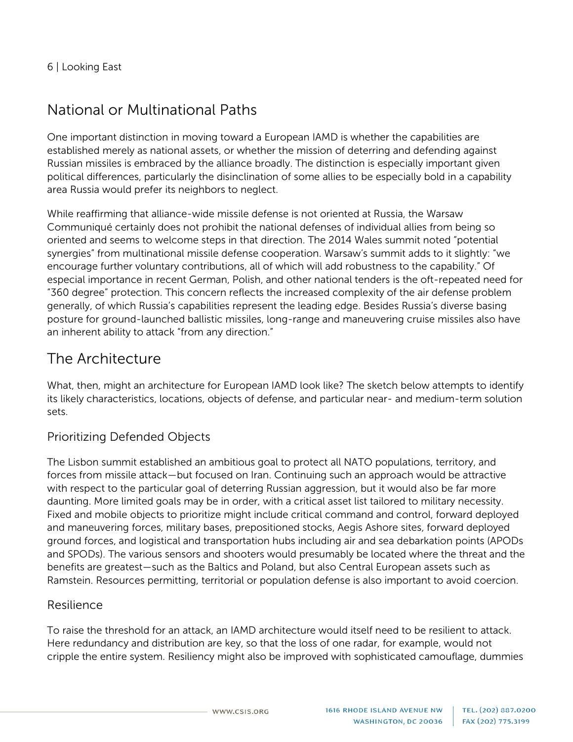## National or Multinational Paths

One important distinction in moving toward a European IAMD is whether the capabilities are established merely as national assets, or whether the mission of deterring and defending against Russian missiles is embraced by the alliance broadly. The distinction is especially important given political differences, particularly the disinclination of some allies to be especially bold in a capability area Russia would prefer its neighbors to neglect.

While reaffirming that alliance-wide missile defense is not oriented at Russia, the Warsaw Communiqué certainly does not prohibit the national defenses of individual allies from being so oriented and seems to welcome steps in that direction. The 2014 Wales summit noted "potential synergies" from multinational missile defense cooperation. Warsaw's summit adds to it slightly: "we encourage further voluntary contributions, all of which will add robustness to the capability." Of especial importance in recent German, Polish, and other national tenders is the oft-repeated need for "360 degree" protection. This concern reflects the increased complexity of the air defense problem generally, of which Russia's capabilities represent the leading edge. Besides Russia's diverse basing posture for ground-launched ballistic missiles, long-range and maneuvering cruise missiles also have an inherent ability to attack "from any direction."

## The Architecture

What, then, might an architecture for European IAMD look like? The sketch below attempts to identify its likely characteristics, locations, objects of defense, and particular near- and medium-term solution sets.

### Prioritizing Defended Objects

The Lisbon summit established an ambitious goal to protect all NATO populations, territory, and forces from missile attack—but focused on Iran. Continuing such an approach would be attractive with respect to the particular goal of deterring Russian aggression, but it would also be far more daunting. More limited goals may be in order, with a critical asset list tailored to military necessity. Fixed and mobile objects to prioritize might include critical command and control, forward deployed and maneuvering forces, military bases, prepositioned stocks, Aegis Ashore sites, forward deployed ground forces, and logistical and transportation hubs including air and sea debarkation points (APODs and SPODs). The various sensors and shooters would presumably be located where the threat and the benefits are greatest—such as the Baltics and Poland, but also Central European assets such as Ramstein. Resources permitting, territorial or population defense is also important to avoid coercion.

### Resilience

To raise the threshold for an attack, an IAMD architecture would itself need to be resilient to attack. Here redundancy and distribution are key, so that the loss of one radar, for example, would not cripple the entire system. Resiliency might also be improved with sophisticated camouflage, dummies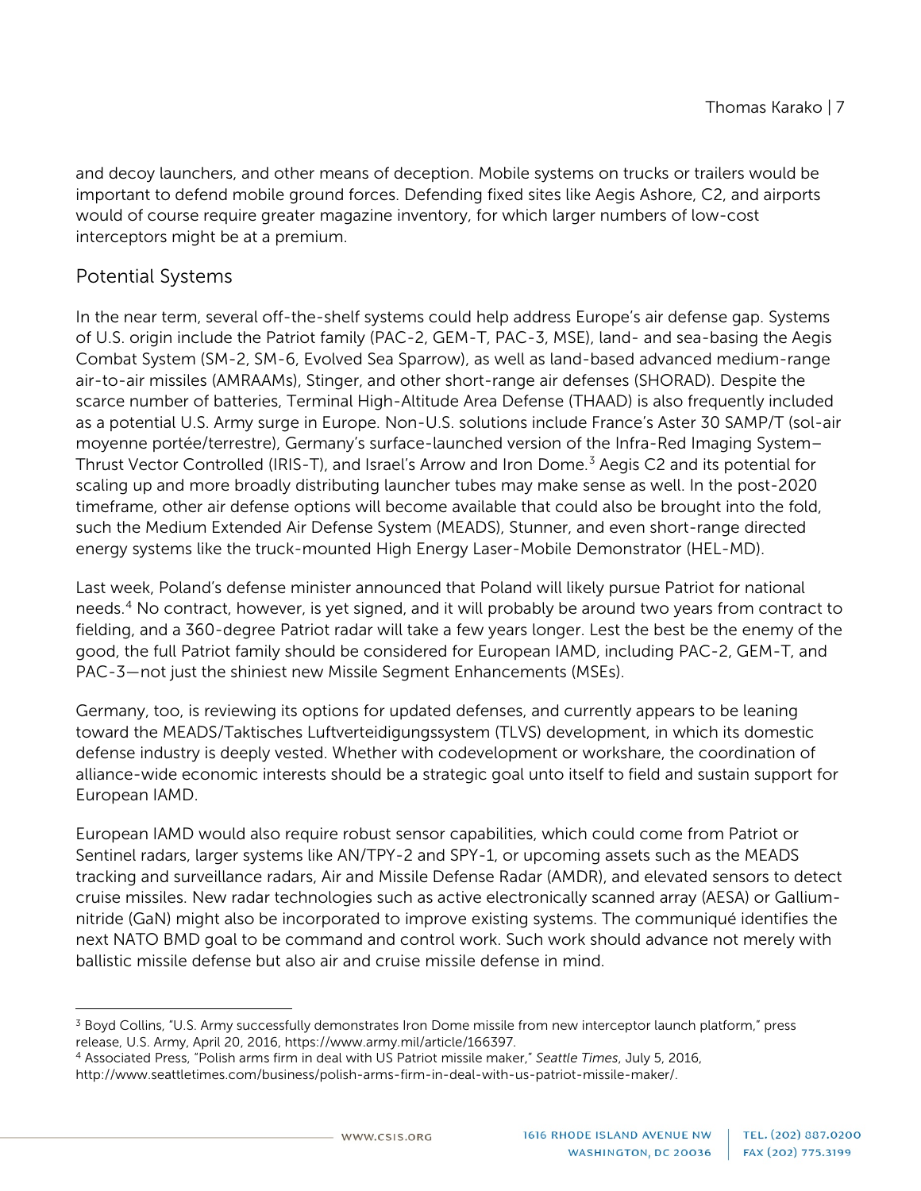and decoy launchers, and other means of deception. Mobile systems on trucks or trailers would be important to defend mobile ground forces. Defending fixed sites like Aegis Ashore, C2, and airports would of course require greater magazine inventory, for which larger numbers of low-cost interceptors might be at a premium.

## Potential Systems

In the near term, several off-the-shelf systems could help address Europe's air defense gap. Systems of U.S. origin include the Patriot family (PAC-2, GEM-T, PAC-3, MSE), land- and sea-basing the Aegis Combat System (SM-2, SM-6, Evolved Sea Sparrow), as well as land-based advanced medium-range air-to-air missiles (AMRAAMs), Stinger, and other short-range air defenses (SHORAD). Despite the scarce number of batteries, Terminal High-Altitude Area Defense (THAAD) is also frequently included as a potential U.S. Army surge in Europe. Non-U.S. solutions include France's Aster 30 SAMP/T (sol-air moyenne portée/terrestre), Germany's surface-launched version of the Infra-Red Imaging System–Thrust Vector Controlled (IRIS-T), and Israel's Arrow and Iron Dome.[3] Aegis C2 and its potential for scaling up and more broadly distributing launcher tubes may make sense as well. In the post-2020 timeframe, other air defense options will become available that could also be brought into the fold, such the Medium Extended Air Defense System (MEADS), Stunner, and even short-range directed energy systems like the truck-mounted High Energy Laser-Mobile Demonstrator (HEL-MD).

Last week, Poland's defense minister announced that Poland will likely pursue Patriot for national needs.[4] No contract, however, is yet signed, and it will probably be around two years from contract to fielding, and a 360-degree Patriot radar will take a few years longer. Lest the best be the enemy of the good, the full Patriot family should be considered for European IAMD, including PAC-2, GEM-T, and PAC-3—not just the shiniest new Missile Segment Enhancements (MSEs).

Germany, too, is reviewing its options for updated defenses, and currently appears to be leaning toward the MEADS/Taktisches Luftverteidigungssystem (TLVS) development, in which its domestic defense industry is deeply vested. Whether with codevelopment or workshare, the coordination of alliance-wide economic interests should be a strategic goal unto itself to field and sustain support for European IAMD.

European IAMD would also require robust sensor capabilities, which could come from Patriot or Sentinel radars, larger systems like AN/TPY-2 and SPY-1, or upcoming assets such as the MEADS tracking and surveillance radars, Air and Missile Defense Radar (AMDR), and elevated sensors to detect cruise missiles. New radar technologies such as active electronically scanned array (AESA) or Gallium-nitride (GaN) might also be incorporated to improve existing systems. The communiqué identifies the next NATO BMD goal to be command and control work. Such work should advance not merely with ballistic missile defense but also air and cruise missile defense in mind.

---

[3] Boyd Collins, "U.S. Army successfully demonstrates Iron Dome missile from new interceptor launch platform," press release, U.S. Army, April 20, 2016, https://www.army.mil/article/166397.

[4] Associated Press, "Polish arms firm in deal with US Patriot missile maker," *Seattle Times*, July 5, 2016, http://www.seattletimes.com/business/polish-arms-firm-in-deal-with-us-patriot-missile-maker/.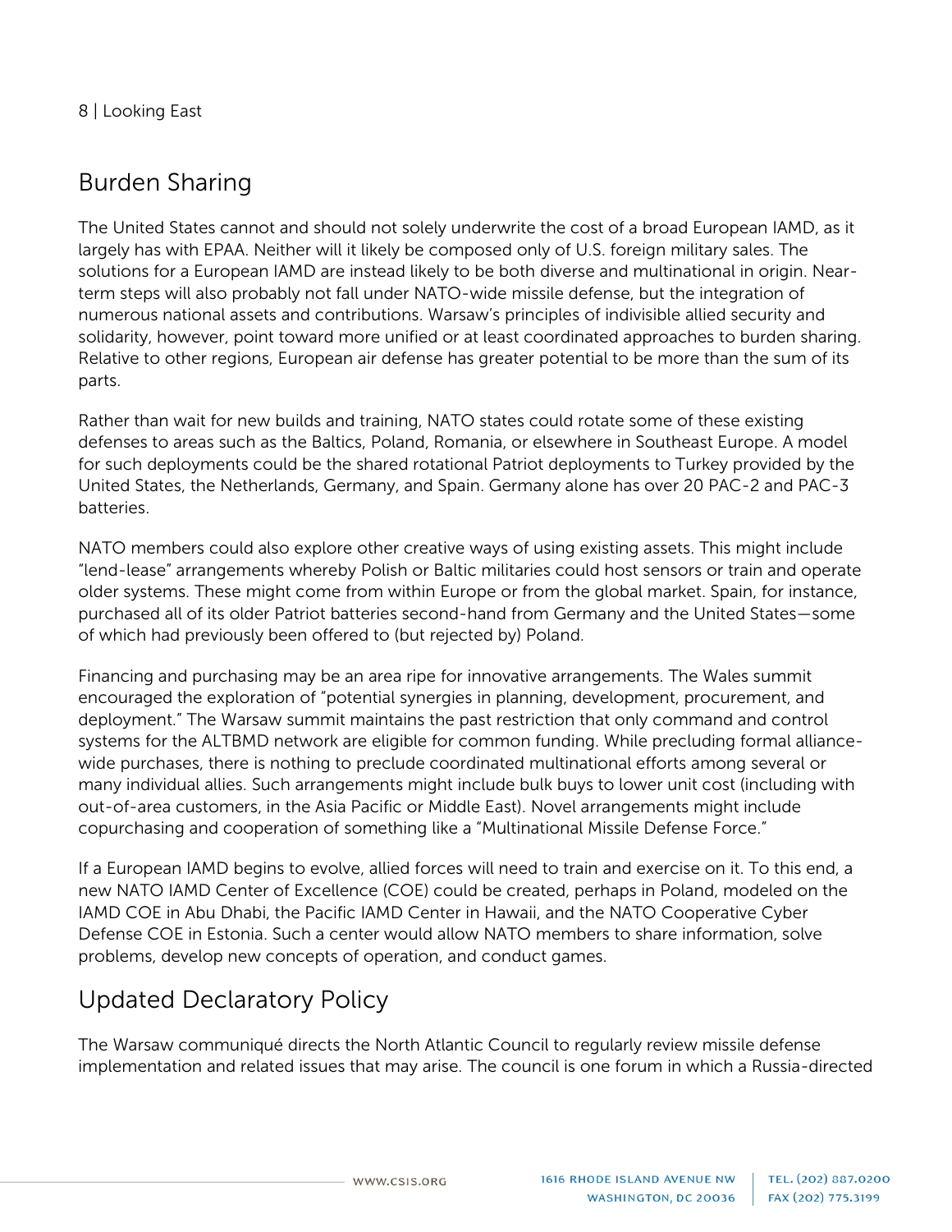## Burden Sharing

The United States cannot and should not solely underwrite the cost of a broad European IAMD, as it largely has with EPAA. Neither will it likely be composed only of U.S. foreign military sales. The solutions for a European IAMD are instead likely to be both diverse and multinational in origin. Near-term steps will also probably not fall under NATO-wide missile defense, but the integration of numerous national assets and contributions. Warsaw's principles of indivisible allied security and solidarity, however, point toward more unified or at least coordinated approaches to burden sharing. Relative to other regions, European air defense has greater potential to be more than the sum of its parts.

Rather than wait for new builds and training, NATO states could rotate some of these existing defenses to areas such as the Baltics, Poland, Romania, or elsewhere in Southeast Europe. A model for such deployments could be the shared rotational Patriot deployments to Turkey provided by the United States, the Netherlands, Germany, and Spain. Germany alone has over 20 PAC-2 and PAC-3 batteries.

NATO members could also explore other creative ways of using existing assets. This might include "lend-lease" arrangements whereby Polish or Baltic militaries could host sensors or train and operate older systems. These might come from within Europe or from the global market. Spain, for instance, purchased all of its older Patriot batteries second-hand from Germany and the United States—some of which had previously been offered to (but rejected by) Poland.

Financing and purchasing may be an area ripe for innovative arrangements. The Wales summit encouraged the exploration of "potential synergies in planning, development, procurement, and deployment." The Warsaw summit maintains the past restriction that only command and control systems for the ALTBMD network are eligible for common funding. While precluding formal alliance-wide purchases, there is nothing to preclude coordinated multinational efforts among several or many individual allies. Such arrangements might include bulk buys to lower unit cost (including with out-of-area customers, in the Asia Pacific or Middle East). Novel arrangements might include copurchasing and cooperation of something like a "Multinational Missile Defense Force."

If a European IAMD begins to evolve, allied forces will need to train and exercise on it. To this end, a new NATO IAMD Center of Excellence (COE) could be created, perhaps in Poland, modeled on the IAMD COE in Abu Dhabi, the Pacific IAMD Center in Hawaii, and the NATO Cooperative Cyber Defense COE in Estonia. Such a center would allow NATO members to share information, solve problems, develop new concepts of operation, and conduct games.

## Updated Declaratory Policy

The Warsaw communiqué directs the North Atlantic Council to regularly review missile defense implementation and related issues that may arise. The council is one forum in which a Russia-directed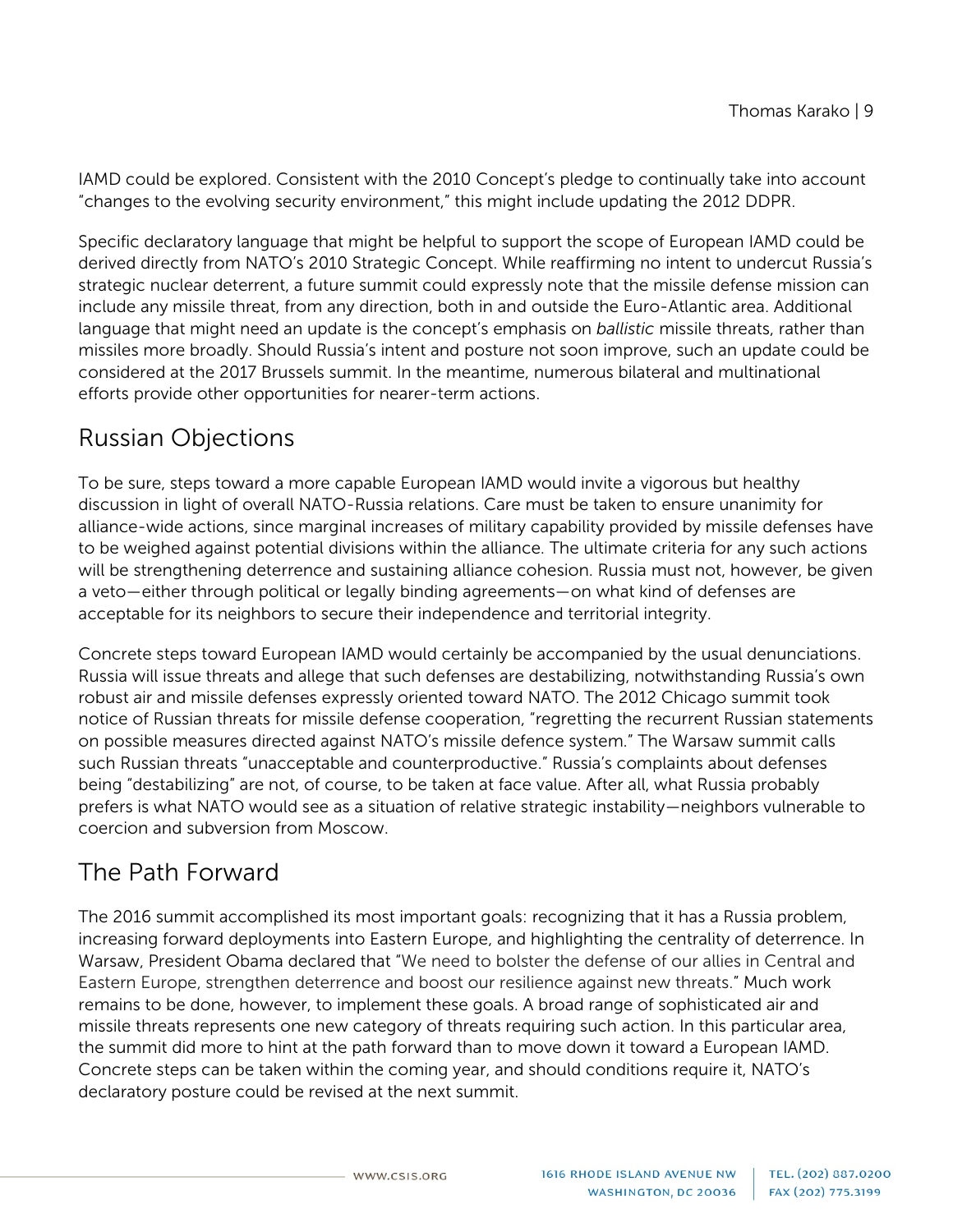IAMD could be explored. Consistent with the 2010 Concept's pledge to continually take into account "changes to the evolving security environment," this might include updating the 2012 DDPR.

Specific declaratory language that might be helpful to support the scope of European IAMD could be derived directly from NATO's 2010 Strategic Concept. While reaffirming no intent to undercut Russia's strategic nuclear deterrent, a future summit could expressly note that the missile defense mission can include any missile threat, from any direction, both in and outside the Euro-Atlantic area. Additional language that might need an update is the concept's emphasis on *ballistic* missile threats, rather than missiles more broadly. Should Russia's intent and posture not soon improve, such an update could be considered at the 2017 Brussels summit. In the meantime, numerous bilateral and multinational efforts provide other opportunities for nearer-term actions.

## Russian Objections

To be sure, steps toward a more capable European IAMD would invite a vigorous but healthy discussion in light of overall NATO-Russia relations. Care must be taken to ensure unanimity for alliance-wide actions, since marginal increases of military capability provided by missile defenses have to be weighed against potential divisions within the alliance. The ultimate criteria for any such actions will be strengthening deterrence and sustaining alliance cohesion. Russia must not, however, be given a veto—either through political or legally binding agreements—on what kind of defenses are acceptable for its neighbors to secure their independence and territorial integrity.

Concrete steps toward European IAMD would certainly be accompanied by the usual denunciations. Russia will issue threats and allege that such defenses are destabilizing, notwithstanding Russia's own robust air and missile defenses expressly oriented toward NATO. The 2012 Chicago summit took notice of Russian threats for missile defense cooperation, "regretting the recurrent Russian statements on possible measures directed against NATO's missile defence system." The Warsaw summit calls such Russian threats "unacceptable and counterproductive." Russia's complaints about defenses being "destabilizing" are not, of course, to be taken at face value. After all, what Russia probably prefers is what NATO would see as a situation of relative strategic instability—neighbors vulnerable to coercion and subversion from Moscow.

## The Path Forward

The 2016 summit accomplished its most important goals: recognizing that it has a Russia problem, increasing forward deployments into Eastern Europe, and highlighting the centrality of deterrence. In Warsaw, President Obama declared that "We need to bolster the defense of our allies in Central and Eastern Europe, strengthen deterrence and boost our resilience against new threats." Much work remains to be done, however, to implement these goals. A broad range of sophisticated air and missile threats represents one new category of threats requiring such action. In this particular area, the summit did more to hint at the path forward than to move down it toward a European IAMD. Concrete steps can be taken within the coming year, and should conditions require it, NATO's declaratory posture could be revised at the next summit.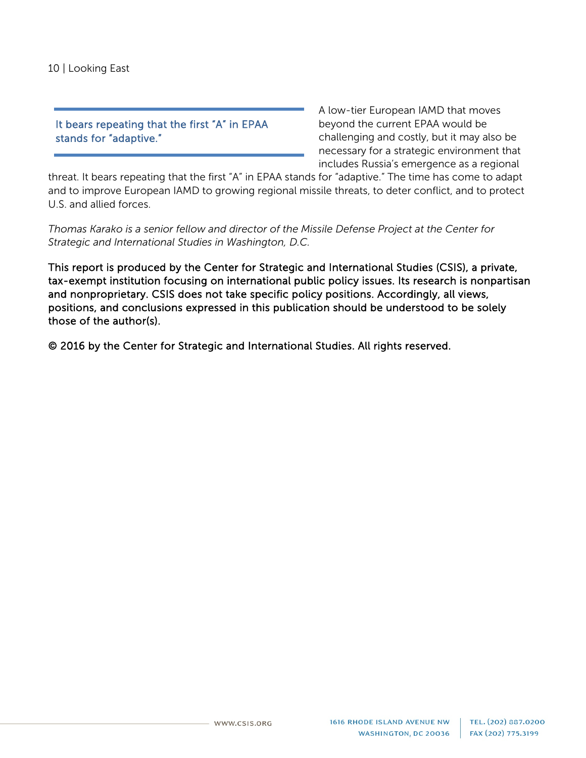> It bears repeating that the first "A" in EPAA stands for "adaptive."

A low-tier European IAMD that moves beyond the current EPAA would be challenging and costly, but it may also be necessary for a strategic environment that includes Russia's emergence as a regional threat. It bears repeating that the first "A" in EPAA stands for "adaptive." The time has come to adapt and to improve European IAMD to growing regional missile threats, to deter conflict, and to protect U.S. and allied forces.

*Thomas Karako is a senior fellow and director of the Missile Defense Project at the Center for Strategic and International Studies in Washington, D.C.*

This report is produced by the Center for Strategic and International Studies (CSIS), a private, tax-exempt institution focusing on international public policy issues. Its research is nonpartisan and nonproprietary. CSIS does not take specific policy positions. Accordingly, all views, positions, and conclusions expressed in this publication should be understood to be solely those of the author(s).

© 2016 by the Center for Strategic and International Studies. All rights reserved.

WWW.CSIS.ORG

1616 RHODE ISLAND AVENUE NW
WASHINGTON, DC 20036

TEL. (202) 887.0200
FAX (202) 775.3199